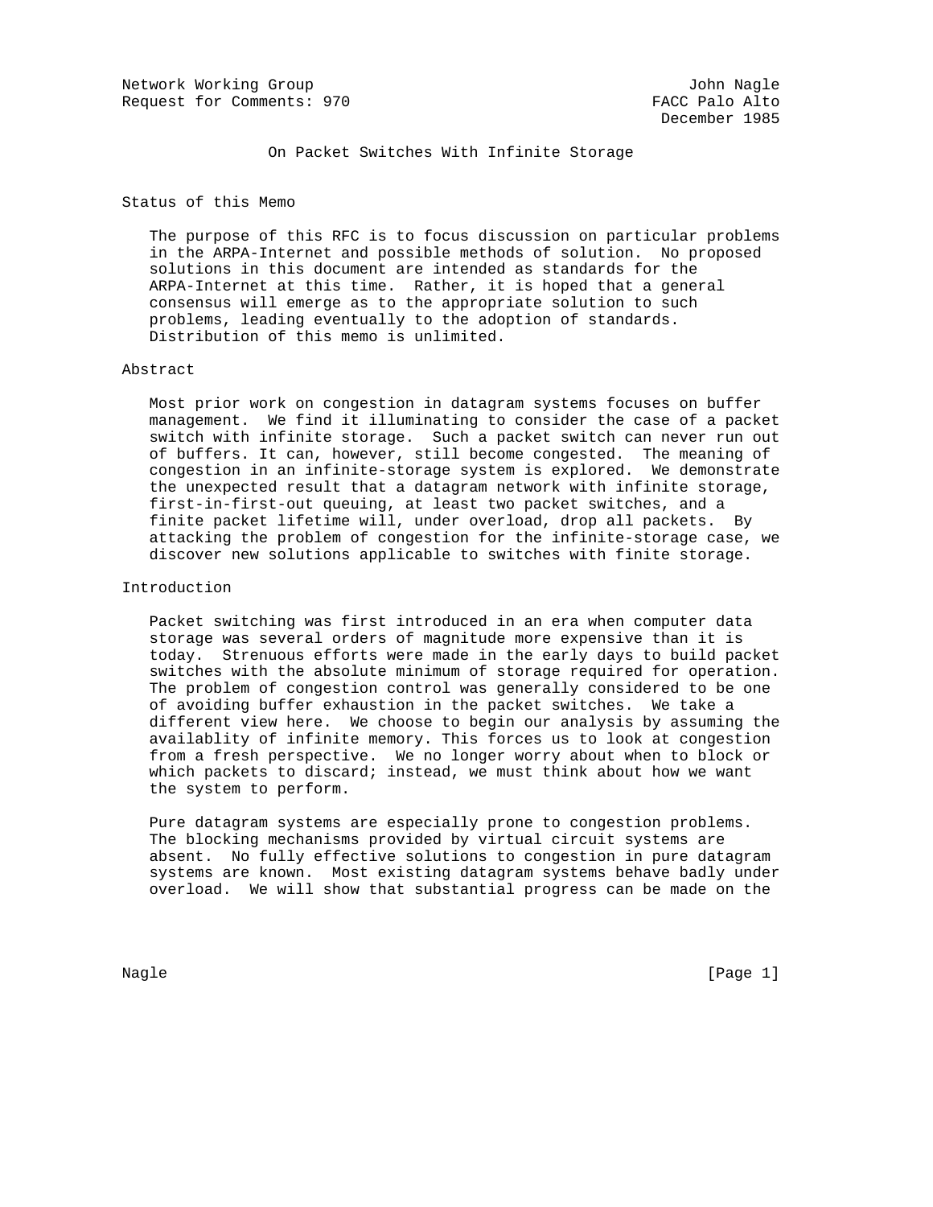Network Working Group John Nagle
Request for Comments: 970 FACC Palo Alto
December 1985

# On Packet Switches With Infinite Storage

## Status of this Memo

The purpose of this RFC is to focus discussion on particular problems in the ARPA-Internet and possible methods of solution. No proposed solutions in this document are intended as standards for the ARPA-Internet at this time. Rather, it is hoped that a general consensus will emerge as to the appropriate solution to such problems, leading eventually to the adoption of standards. Distribution of this memo is unlimited.

## Abstract

Most prior work on congestion in datagram systems focuses on buffer management. We find it illuminating to consider the case of a packet switch with infinite storage. Such a packet switch can never run out of buffers. It can, however, still become congested. The meaning of congestion in an infinite-storage system is explored. We demonstrate the unexpected result that a datagram network with infinite storage, first-in-first-out queuing, at least two packet switches, and a finite packet lifetime will, under overload, drop all packets. By attacking the problem of congestion for the infinite-storage case, we discover new solutions applicable to switches with finite storage.

## Introduction

Packet switching was first introduced in an era when computer data storage was several orders of magnitude more expensive than it is today. Strenuous efforts were made in the early days to build packet switches with the absolute minimum of storage required for operation. The problem of congestion control was generally considered to be one of avoiding buffer exhaustion in the packet switches. We take a different view here. We choose to begin our analysis by assuming the availablity of infinite memory. This forces us to look at congestion from a fresh perspective. We no longer worry about when to block or which packets to discard; instead, we must think about how we want the system to perform.

Pure datagram systems are especially prone to congestion problems. The blocking mechanisms provided by virtual circuit systems are absent. No fully effective solutions to congestion in pure datagram systems are known. Most existing datagram systems behave badly under overload. We will show that substantial progress can be made on the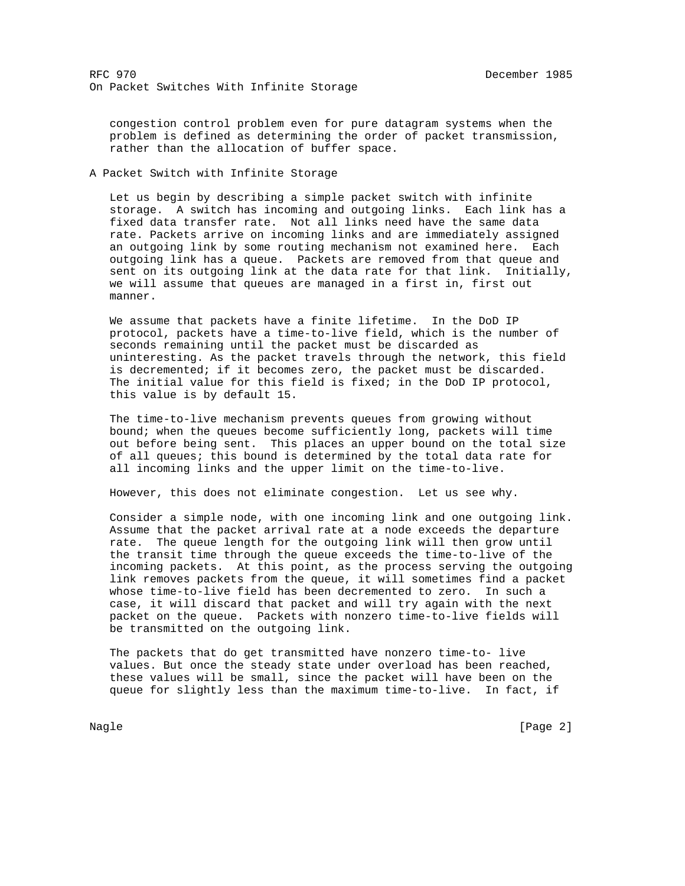congestion control problem even for pure datagram systems when the problem is defined as determining the order of packet transmission, rather than the allocation of buffer space.

## A Packet Switch with Infinite Storage

Let us begin by describing a simple packet switch with infinite storage. A switch has incoming and outgoing links. Each link has a fixed data transfer rate. Not all links need have the same data rate. Packets arrive on incoming links and are immediately assigned an outgoing link by some routing mechanism not examined here. Each outgoing link has a queue. Packets are removed from that queue and sent on its outgoing link at the data rate for that link. Initially, we will assume that queues are managed in a first in, first out manner.

We assume that packets have a finite lifetime. In the DoD IP protocol, packets have a time-to-live field, which is the number of seconds remaining until the packet must be discarded as uninteresting. As the packet travels through the network, this field is decremented; if it becomes zero, the packet must be discarded. The initial value for this field is fixed; in the DoD IP protocol, this value is by default 15.

The time-to-live mechanism prevents queues from growing without bound; when the queues become sufficiently long, packets will time out before being sent. This places an upper bound on the total size of all queues; this bound is determined by the total data rate for all incoming links and the upper limit on the time-to-live.

However, this does not eliminate congestion. Let us see why.

Consider a simple node, with one incoming link and one outgoing link. Assume that the packet arrival rate at a node exceeds the departure rate. The queue length for the outgoing link will then grow until the transit time through the queue exceeds the time-to-live of the incoming packets. At this point, as the process serving the outgoing link removes packets from the queue, it will sometimes find a packet whose time-to-live field has been decremented to zero. In such a case, it will discard that packet and will try again with the next packet on the queue. Packets with nonzero time-to-live fields will be transmitted on the outgoing link.

The packets that do get transmitted have nonzero time-to- live values. But once the steady state under overload has been reached, these values will be small, since the packet will have been on the queue for slightly less than the maximum time-to-live. In fact, if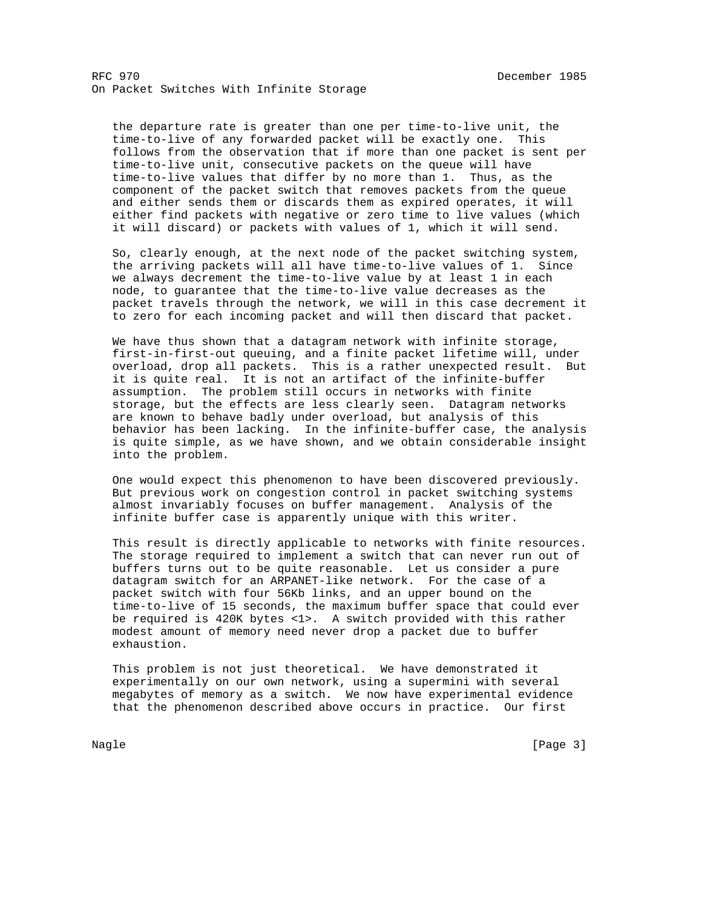the departure rate is greater than one per time-to-live unit, the time-to-live of any forwarded packet will be exactly one. This follows from the observation that if more than one packet is sent per time-to-live unit, consecutive packets on the queue will have time-to-live values that differ by no more than 1. Thus, as the component of the packet switch that removes packets from the queue and either sends them or discards them as expired operates, it will either find packets with negative or zero time to live values (which it will discard) or packets with values of 1, which it will send.

So, clearly enough, at the next node of the packet switching system, the arriving packets will all have time-to-live values of 1. Since we always decrement the time-to-live value by at least 1 in each node, to guarantee that the time-to-live value decreases as the packet travels through the network, we will in this case decrement it to zero for each incoming packet and will then discard that packet.

We have thus shown that a datagram network with infinite storage, first-in-first-out queuing, and a finite packet lifetime will, under overload, drop all packets. This is a rather unexpected result. But it is quite real. It is not an artifact of the infinite-buffer assumption. The problem still occurs in networks with finite storage, but the effects are less clearly seen. Datagram networks are known to behave badly under overload, but analysis of this behavior has been lacking. In the infinite-buffer case, the analysis is quite simple, as we have shown, and we obtain considerable insight into the problem.

One would expect this phenomenon to have been discovered previously. But previous work on congestion control in packet switching systems almost invariably focuses on buffer management. Analysis of the infinite buffer case is apparently unique with this writer.

This result is directly applicable to networks with finite resources. The storage required to implement a switch that can never run out of buffers turns out to be quite reasonable. Let us consider a pure datagram switch for an ARPANET-like network. For the case of a packet switch with four 56Kb links, and an upper bound on the time-to-live of 15 seconds, the maximum buffer space that could ever be required is 420K bytes <1>. A switch provided with this rather modest amount of memory need never drop a packet due to buffer exhaustion.

This problem is not just theoretical. We have demonstrated it experimentally on our own network, using a supermini with several megabytes of memory as a switch. We now have experimental evidence that the phenomenon described above occurs in practice. Our first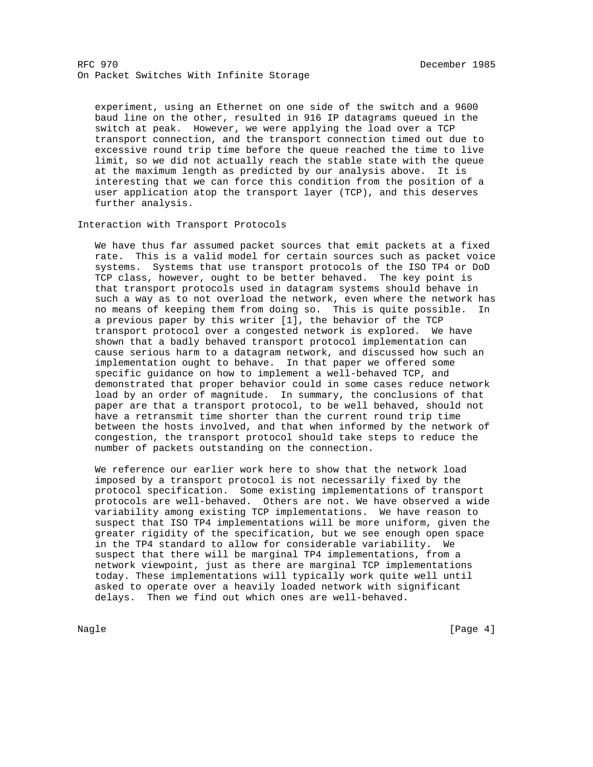experiment, using an Ethernet on one side of the switch and a 9600 baud line on the other, resulted in 916 IP datagrams queued in the switch at peak. However, we were applying the load over a TCP transport connection, and the transport connection timed out due to excessive round trip time before the queue reached the time to live limit, so we did not actually reach the stable state with the queue at the maximum length as predicted by our analysis above. It is interesting that we can force this condition from the position of a user application atop the transport layer (TCP), and this deserves further analysis.

## Interaction with Transport Protocols

We have thus far assumed packet sources that emit packets at a fixed rate. This is a valid model for certain sources such as packet voice systems. Systems that use transport protocols of the ISO TP4 or DoD TCP class, however, ought to be better behaved. The key point is that transport protocols used in datagram systems should behave in such a way as to not overload the network, even where the network has no means of keeping them from doing so. This is quite possible. In a previous paper by this writer [1], the behavior of the TCP transport protocol over a congested network is explored. We have shown that a badly behaved transport protocol implementation can cause serious harm to a datagram network, and discussed how such an implementation ought to behave. In that paper we offered some specific guidance on how to implement a well-behaved TCP, and demonstrated that proper behavior could in some cases reduce network load by an order of magnitude. In summary, the conclusions of that paper are that a transport protocol, to be well behaved, should not have a retransmit time shorter than the current round trip time between the hosts involved, and that when informed by the network of congestion, the transport protocol should take steps to reduce the number of packets outstanding on the connection.

We reference our earlier work here to show that the network load imposed by a transport protocol is not necessarily fixed by the protocol specification. Some existing implementations of transport protocols are well-behaved. Others are not. We have observed a wide variability among existing TCP implementations. We have reason to suspect that ISO TP4 implementations will be more uniform, given the greater rigidity of the specification, but we see enough open space in the TP4 standard to allow for considerable variability. We suspect that there will be marginal TP4 implementations, from a network viewpoint, just as there are marginal TCP implementations today. These implementations will typically work quite well until asked to operate over a heavily loaded network with significant delays. Then we find out which ones are well-behaved.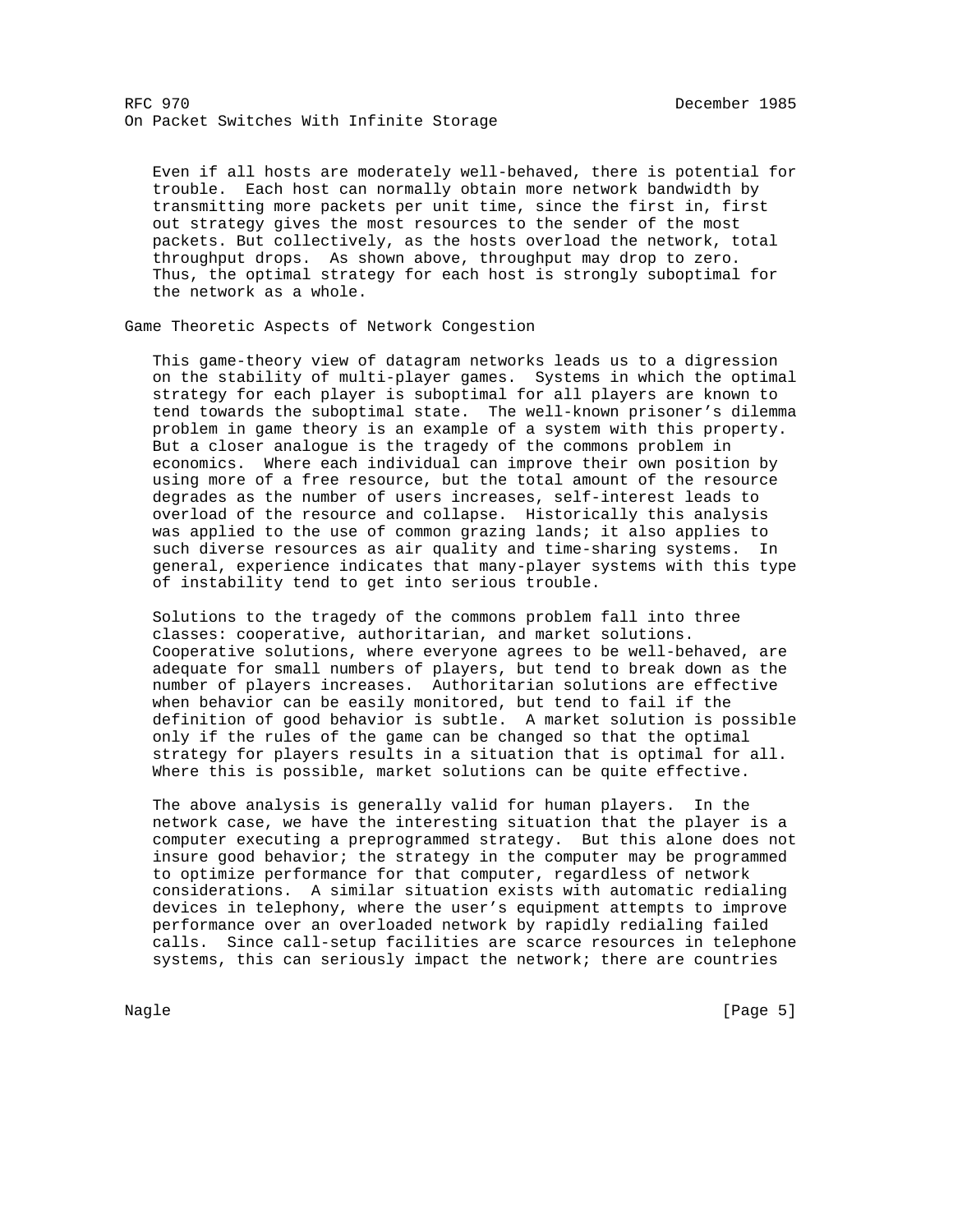Even if all hosts are moderately well-behaved, there is potential for trouble. Each host can normally obtain more network bandwidth by transmitting more packets per unit time, since the first in, first out strategy gives the most resources to the sender of the most packets. But collectively, as the hosts overload the network, total throughput drops. As shown above, throughput may drop to zero. Thus, the optimal strategy for each host is strongly suboptimal for the network as a whole.

## Game Theoretic Aspects of Network Congestion

This game-theory view of datagram networks leads us to a digression on the stability of multi-player games. Systems in which the optimal strategy for each player is suboptimal for all players are known to tend towards the suboptimal state. The well-known prisoner's dilemma problem in game theory is an example of a system with this property. But a closer analogue is the tragedy of the commons problem in economics. Where each individual can improve their own position by using more of a free resource, but the total amount of the resource degrades as the number of users increases, self-interest leads to overload of the resource and collapse. Historically this analysis was applied to the use of common grazing lands; it also applies to such diverse resources as air quality and time-sharing systems. In general, experience indicates that many-player systems with this type of instability tend to get into serious trouble.

Solutions to the tragedy of the commons problem fall into three classes: cooperative, authoritarian, and market solutions. Cooperative solutions, where everyone agrees to be well-behaved, are adequate for small numbers of players, but tend to break down as the number of players increases. Authoritarian solutions are effective when behavior can be easily monitored, but tend to fail if the definition of good behavior is subtle. A market solution is possible only if the rules of the game can be changed so that the optimal strategy for players results in a situation that is optimal for all. Where this is possible, market solutions can be quite effective.

The above analysis is generally valid for human players. In the network case, we have the interesting situation that the player is a computer executing a preprogrammed strategy. But this alone does not insure good behavior; the strategy in the computer may be programmed to optimize performance for that computer, regardless of network considerations. A similar situation exists with automatic redialing devices in telephony, where the user's equipment attempts to improve performance over an overloaded network by rapidly redialing failed calls. Since call-setup facilities are scarce resources in telephone systems, this can seriously impact the network; there are countries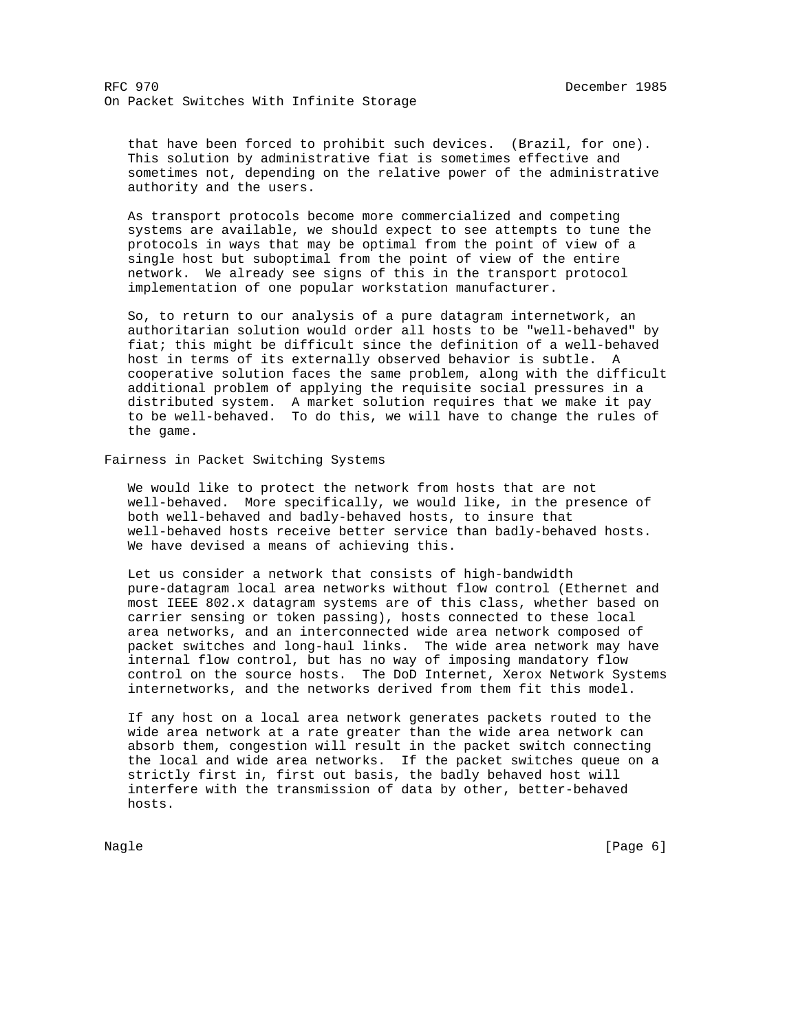that have been forced to prohibit such devices. (Brazil, for one). This solution by administrative fiat is sometimes effective and sometimes not, depending on the relative power of the administrative authority and the users.

As transport protocols become more commercialized and competing systems are available, we should expect to see attempts to tune the protocols in ways that may be optimal from the point of view of a single host but suboptimal from the point of view of the entire network. We already see signs of this in the transport protocol implementation of one popular workstation manufacturer.

So, to return to our analysis of a pure datagram internetwork, an authoritarian solution would order all hosts to be "well-behaved" by fiat; this might be difficult since the definition of a well-behaved host in terms of its externally observed behavior is subtle. A cooperative solution faces the same problem, along with the difficult additional problem of applying the requisite social pressures in a distributed system. A market solution requires that we make it pay to be well-behaved. To do this, we will have to change the rules of the game.

## Fairness in Packet Switching Systems

We would like to protect the network from hosts that are not well-behaved. More specifically, we would like, in the presence of both well-behaved and badly-behaved hosts, to insure that well-behaved hosts receive better service than badly-behaved hosts. We have devised a means of achieving this.

Let us consider a network that consists of high-bandwidth pure-datagram local area networks without flow control (Ethernet and most IEEE 802.x datagram systems are of this class, whether based on carrier sensing or token passing), hosts connected to these local area networks, and an interconnected wide area network composed of packet switches and long-haul links. The wide area network may have internal flow control, but has no way of imposing mandatory flow control on the source hosts. The DoD Internet, Xerox Network Systems internetworks, and the networks derived from them fit this model.

If any host on a local area network generates packets routed to the wide area network at a rate greater than the wide area network can absorb them, congestion will result in the packet switch connecting the local and wide area networks. If the packet switches queue on a strictly first in, first out basis, the badly behaved host will interfere with the transmission of data by other, better-behaved hosts.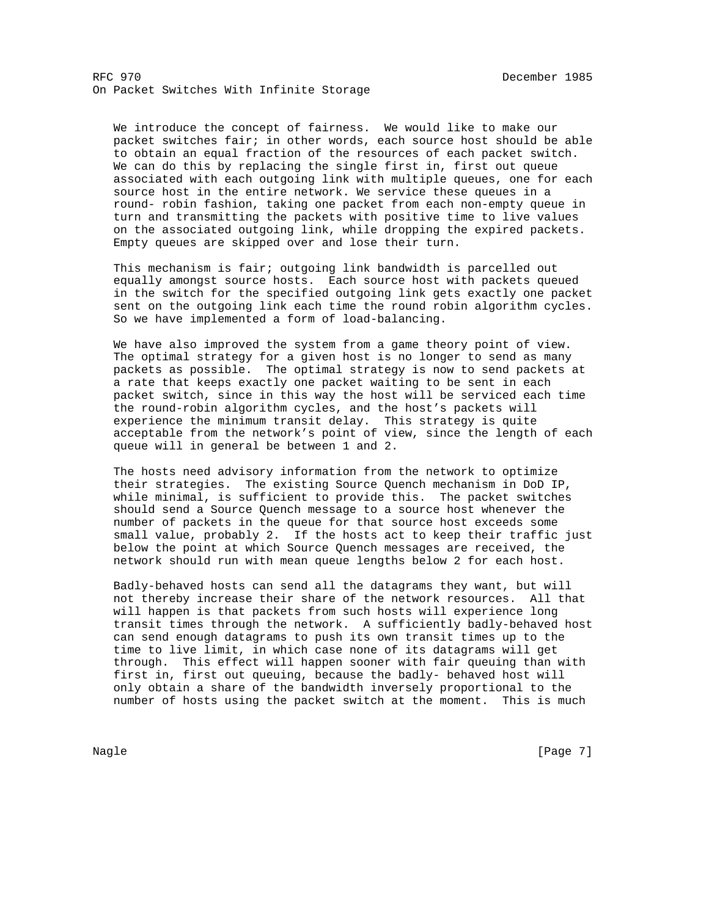We introduce the concept of fairness. We would like to make our packet switches fair; in other words, each source host should be able to obtain an equal fraction of the resources of each packet switch. We can do this by replacing the single first in, first out queue associated with each outgoing link with multiple queues, one for each source host in the entire network. We service these queues in a round- robin fashion, taking one packet from each non-empty queue in turn and transmitting the packets with positive time to live values on the associated outgoing link, while dropping the expired packets. Empty queues are skipped over and lose their turn.

This mechanism is fair; outgoing link bandwidth is parcelled out equally amongst source hosts. Each source host with packets queued in the switch for the specified outgoing link gets exactly one packet sent on the outgoing link each time the round robin algorithm cycles. So we have implemented a form of load-balancing.

We have also improved the system from a game theory point of view. The optimal strategy for a given host is no longer to send as many packets as possible. The optimal strategy is now to send packets at a rate that keeps exactly one packet waiting to be sent in each packet switch, since in this way the host will be serviced each time the round-robin algorithm cycles, and the host's packets will experience the minimum transit delay. This strategy is quite acceptable from the network's point of view, since the length of each queue will in general be between 1 and 2.

The hosts need advisory information from the network to optimize their strategies. The existing Source Quench mechanism in DoD IP, while minimal, is sufficient to provide this. The packet switches should send a Source Quench message to a source host whenever the number of packets in the queue for that source host exceeds some small value, probably 2. If the hosts act to keep their traffic just below the point at which Source Quench messages are received, the network should run with mean queue lengths below 2 for each host.

Badly-behaved hosts can send all the datagrams they want, but will not thereby increase their share of the network resources. All that will happen is that packets from such hosts will experience long transit times through the network. A sufficiently badly-behaved host can send enough datagrams to push its own transit times up to the time to live limit, in which case none of its datagrams will get through. This effect will happen sooner with fair queuing than with first in, first out queuing, because the badly- behaved host will only obtain a share of the bandwidth inversely proportional to the number of hosts using the packet switch at the moment. This is much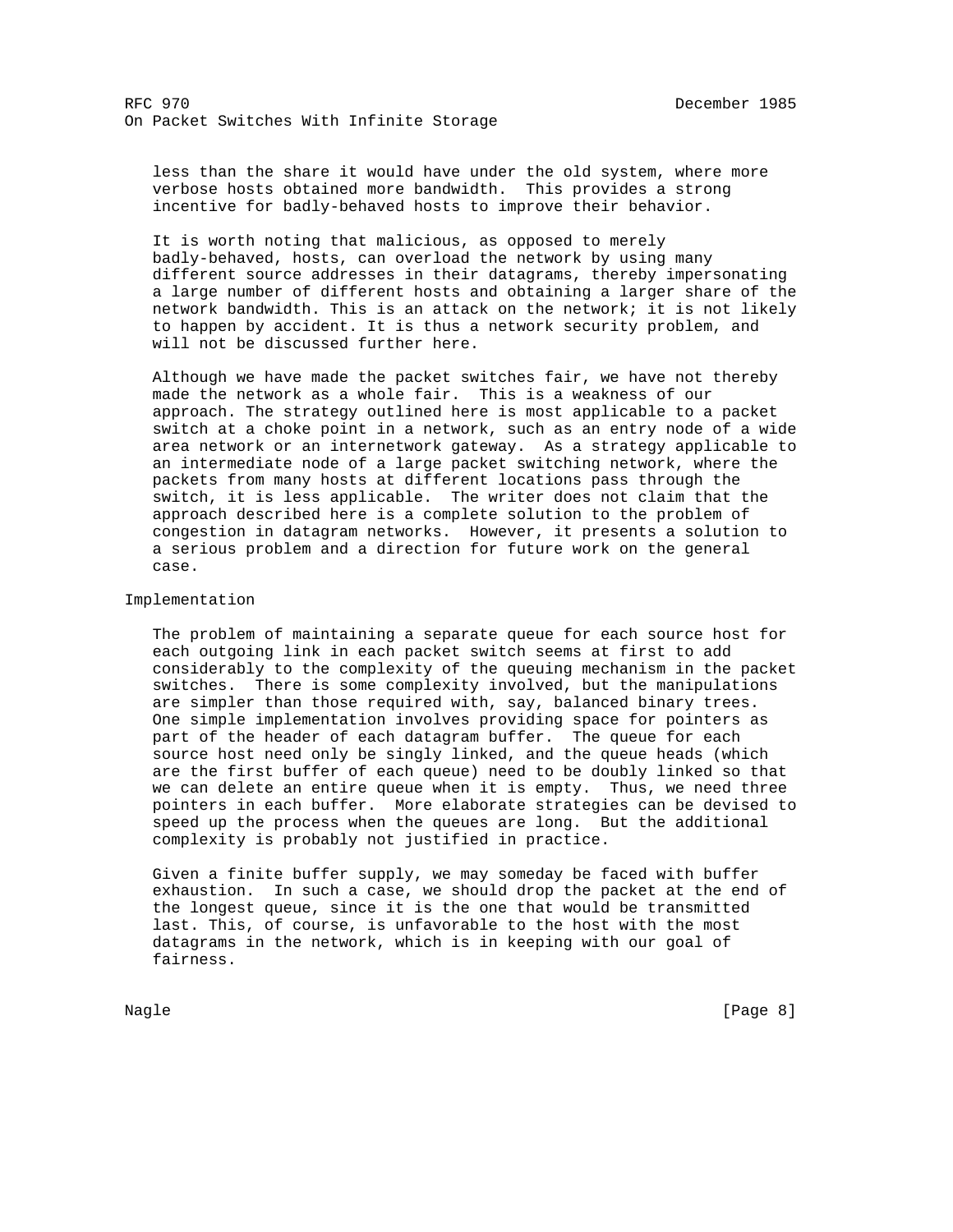less than the share it would have under the old system, where more verbose hosts obtained more bandwidth. This provides a strong incentive for badly-behaved hosts to improve their behavior.

It is worth noting that malicious, as opposed to merely badly-behaved, hosts, can overload the network by using many different source addresses in their datagrams, thereby impersonating a large number of different hosts and obtaining a larger share of the network bandwidth. This is an attack on the network; it is not likely to happen by accident. It is thus a network security problem, and will not be discussed further here.

Although we have made the packet switches fair, we have not thereby made the network as a whole fair. This is a weakness of our approach. The strategy outlined here is most applicable to a packet switch at a choke point in a network, such as an entry node of a wide area network or an internetwork gateway. As a strategy applicable to an intermediate node of a large packet switching network, where the packets from many hosts at different locations pass through the switch, it is less applicable. The writer does not claim that the approach described here is a complete solution to the problem of congestion in datagram networks. However, it presents a solution to a serious problem and a direction for future work on the general case.

## Implementation

The problem of maintaining a separate queue for each source host for each outgoing link in each packet switch seems at first to add considerably to the complexity of the queuing mechanism in the packet switches. There is some complexity involved, but the manipulations are simpler than those required with, say, balanced binary trees. One simple implementation involves providing space for pointers as part of the header of each datagram buffer. The queue for each source host need only be singly linked, and the queue heads (which are the first buffer of each queue) need to be doubly linked so that we can delete an entire queue when it is empty. Thus, we need three pointers in each buffer. More elaborate strategies can be devised to speed up the process when the queues are long. But the additional complexity is probably not justified in practice.

Given a finite buffer supply, we may someday be faced with buffer exhaustion. In such a case, we should drop the packet at the end of the longest queue, since it is the one that would be transmitted last. This, of course, is unfavorable to the host with the most datagrams in the network, which is in keeping with our goal of fairness.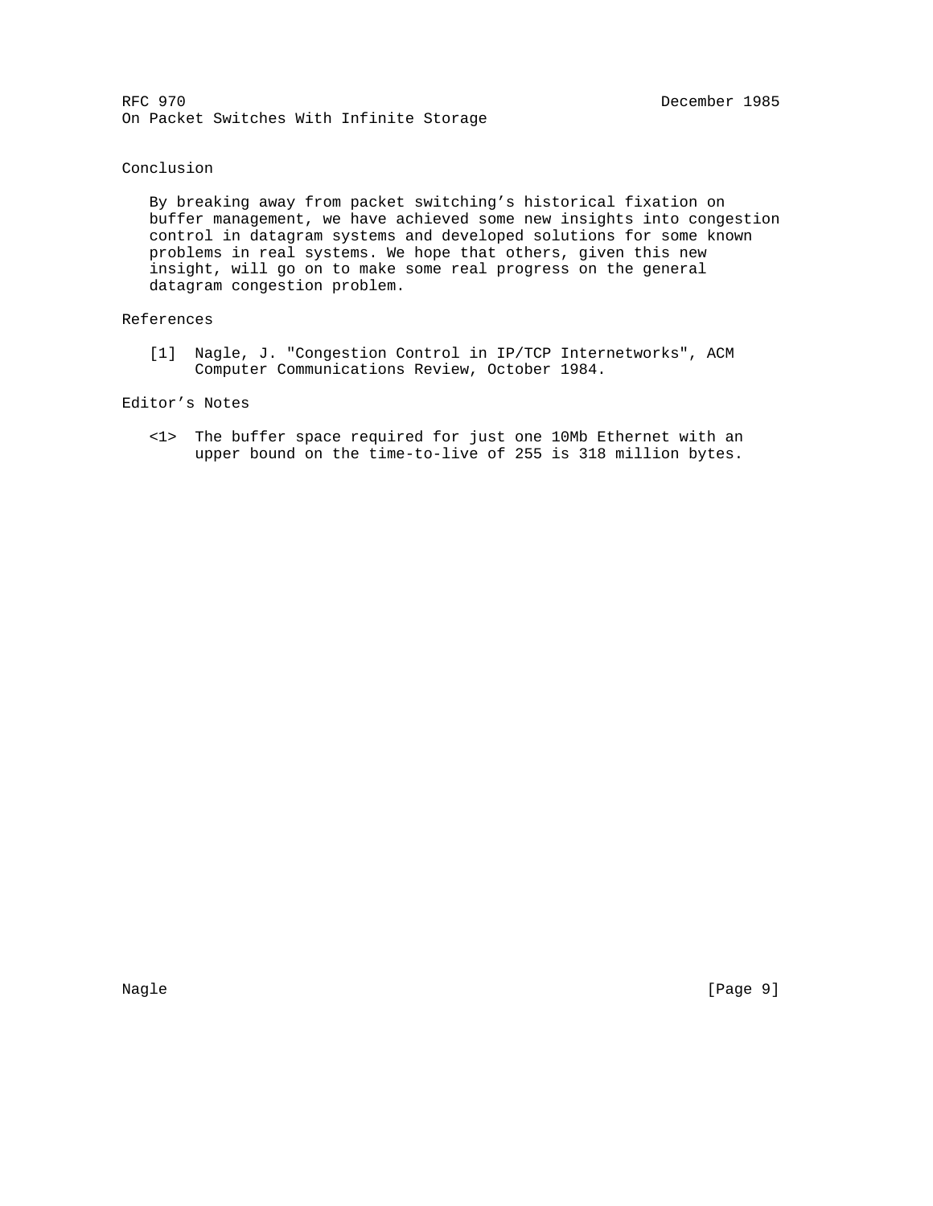## Conclusion

By breaking away from packet switching's historical fixation on buffer management, we have achieved some new insights into congestion control in datagram systems and developed solutions for some known problems in real systems. We hope that others, given this new insight, will go on to make some real progress on the general datagram congestion problem.

## References

[1] Nagle, J. "Congestion Control in IP/TCP Internetworks", ACM Computer Communications Review, October 1984.

## Editor's Notes

<1> The buffer space required for just one 10Mb Ethernet with an upper bound on the time-to-live of 255 is 318 million bytes.